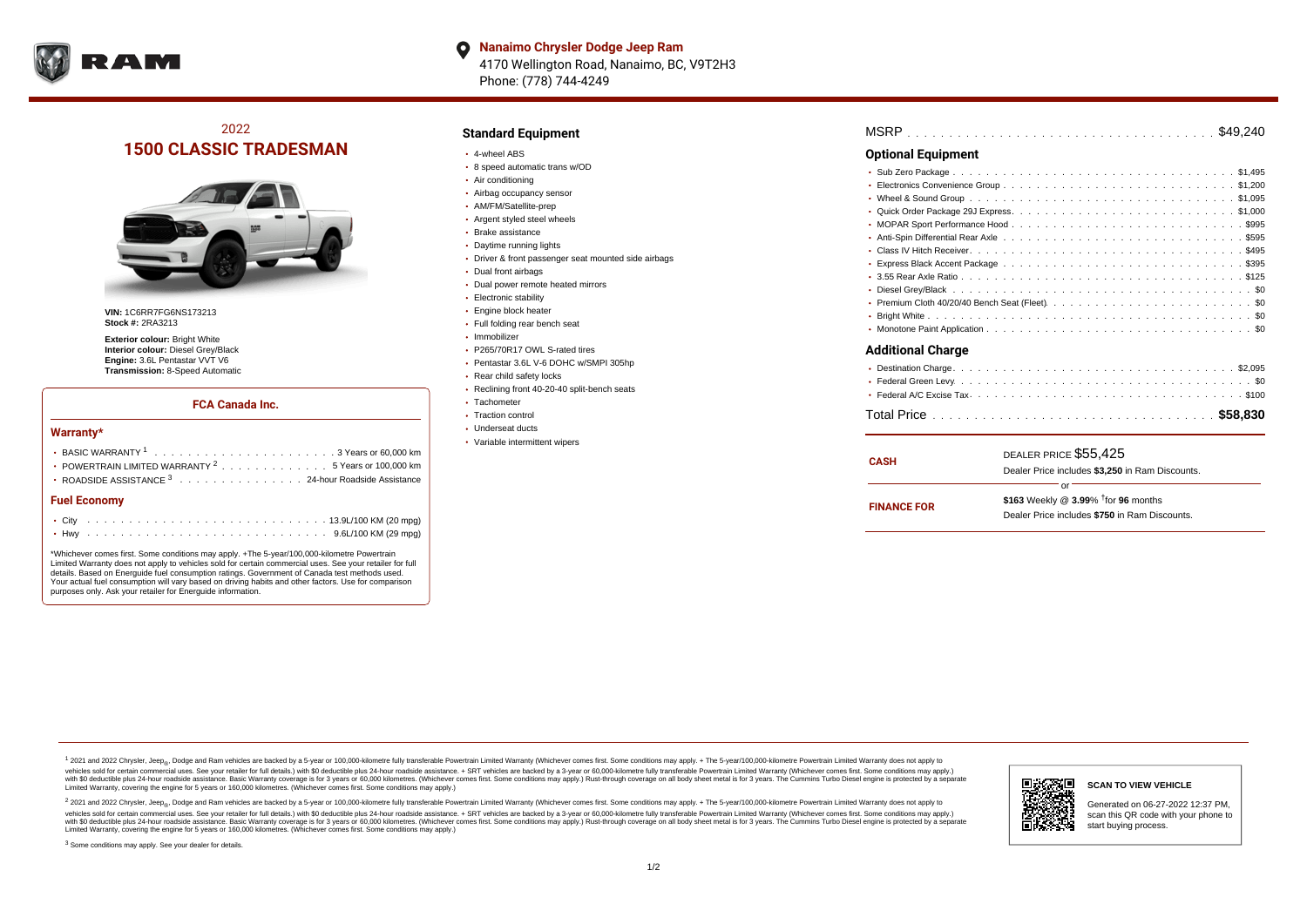**Nanaimo Chrysler Dodge Jeep Ram**
4170 Wellington Road, Nanaimo, BC, V9T2H3
Phone: (778) 744-4249

## 2022
# 1500 CLASSIC TRADESMAN

**VIN:** 1C6RR7FG6NS173213
**Stock #:** 2RA3213

**Exterior colour:** Bright White
**Interior colour:** Diesel Grey/Black
**Engine:** 3.6L Pentastar VVT V6
**Transmission:** 8-Speed Automatic

### FCA Canada Inc.

#### Warranty*

- BASIC WARRANTY [1] . . . . . . . . . . 3 Years or 60,000 km
- POWERTRAIN LIMITED WARRANTY [2] . . . . . . . . . . 5 Years or 100,000 km
- ROADSIDE ASSISTANCE [3] . . . . . . . . . . 24-hour Roadside Assistance

#### Fuel Economy

- City . . . . . . . . . . 13.9L/100 KM (20 mpg)
- Hwy . . . . . . . . . . 9.6L/100 KM (29 mpg)

*Whichever comes first. Some conditions may apply. +The 5-year/100,000-kilometre Powertrain Limited Warranty does not apply to vehicles sold for certain commercial uses. See your retailer for full details. Based on Energuide fuel consumption ratings. Government of Canada test methods used. Your actual fuel consumption will vary based on driving habits and other factors. Use for comparison purposes only. Ask your retailer for Energuide information.

## Standard Equipment

- 4-wheel ABS
- 8 speed automatic trans w/OD
- Air conditioning
- Airbag occupancy sensor
- AM/FM/Satellite-prep
- Argent styled steel wheels
- Brake assistance
- Daytime running lights
- Driver & front passenger seat mounted side airbags
- Dual front airbags
- Dual power remote heated mirrors
- Electronic stability
- Engine block heater
- Full folding rear bench seat
- Immobilizer
- P265/70R17 OWL S-rated tires
- Pentastar 3.6L V-6 DOHC w/SMPI 305hp
- Rear child safety locks
- Reclining front 40-20-40 split-bench seats
- Tachometer
- Traction control
- Underseat ducts
- Variable intermittent wipers

MSRP . . . . . . . . . . $49,240

## Optional Equipment

- Sub Zero Package . . . . . . . . . . $1,495
- Electronics Convenience Group . . . . . . . . . . $1,200
- Wheel & Sound Group . . . . . . . . . . $1,095
- Quick Order Package 29J Express . . . . . . . . . . $1,000
- MOPAR Sport Performance Hood . . . . . . . . . . $995
- Anti-Spin Differential Rear Axle . . . . . . . . . . $595
- Class IV Hitch Receiver . . . . . . . . . . $495
- Express Black Accent Package . . . . . . . . . . $395
- 3.55 Rear Axle Ratio . . . . . . . . . . $125
- Diesel Grey/Black . . . . . . . . . . $0
- Premium Cloth 40/20/40 Bench Seat (Fleet) . . . . . . . . . . $0
- Bright White . . . . . . . . . . $0
- Monotone Paint Application . . . . . . . . . . $0

## Additional Charge

- Destination Charge . . . . . . . . . . $2,095
- Federal Green Levy . . . . . . . . . . $0
- Federal A/C Excise Tax . . . . . . . . . . $100

Total Price . . . . . . . . . . **$58,830**

| | |
|---|---|
| **CASH** | DEALER PRICE $55,425<br>Dealer Price includes **$3,250** in Ram Discounts. |
| | or |
| **FINANCE FOR** | **$163** Weekly @ **3.99%** †for **96** months<br>Dealer Price includes **$750** in Ram Discounts. |

[1] 2021 and 2022 Chrysler, Jeep®, Dodge and Ram vehicles are backed by a 5-year or 100,000-kilometre fully transferable Powertrain Limited Warranty (Whichever comes first. Some conditions may apply. + The 5-year/100,000-kilometre Powertrain Limited Warranty does not apply to vehicles sold for certain commercial uses. See your retailer for full details.) with $0 deductible plus 24-hour roadside assistance. + SRT vehicles are backed by a 3-year or 60,000-kilometre fully transferable Powertrain Limited Warranty (Whichever comes first. Some conditions may apply.) with $0 deductible plus 24-hour roadside assistance. Basic Warranty coverage is for 3 years or 60,000 kilometres. (Whichever comes first. Some conditions may apply.) Rust-through coverage on all body sheet metal is for 3 years. The Cummins Turbo Diesel engine is protected by a separate Limited Warranty, covering the engine for 5 years or 160,000 kilometres. (Whichever comes first. Some conditions may apply.)

[2] 2021 and 2022 Chrysler, Jeep®, Dodge and Ram vehicles are backed by a 5-year or 100,000-kilometre fully transferable Powertrain Limited Warranty (Whichever comes first. Some conditions may apply. + The 5-year/100,000-kilometre Powertrain Limited Warranty does not apply to vehicles sold for certain commercial uses. See your retailer for full details.) with $0 deductible plus 24-hour roadside assistance. + SRT vehicles are backed by a 3-year or 60,000-kilometre fully transferable Powertrain Limited Warranty (Whichever comes first. Some conditions may apply.) with $0 deductible plus 24-hour roadside assistance. Basic Warranty coverage is for 3 years or 60,000 kilometres. (Whichever comes first. Some conditions may apply.) Rust-through coverage on all body sheet metal is for 3 years. The Cummins Turbo Diesel engine is protected by a separate Limited Warranty, covering the engine for 5 years or 160,000 kilometres. (Whichever comes first. Some conditions may apply.)

[3] Some conditions may apply. See your dealer for details.

**SCAN TO VIEW VEHICLE**

Generated on 06-27-2022 12:37 PM, scan this QR code with your phone to start buying process.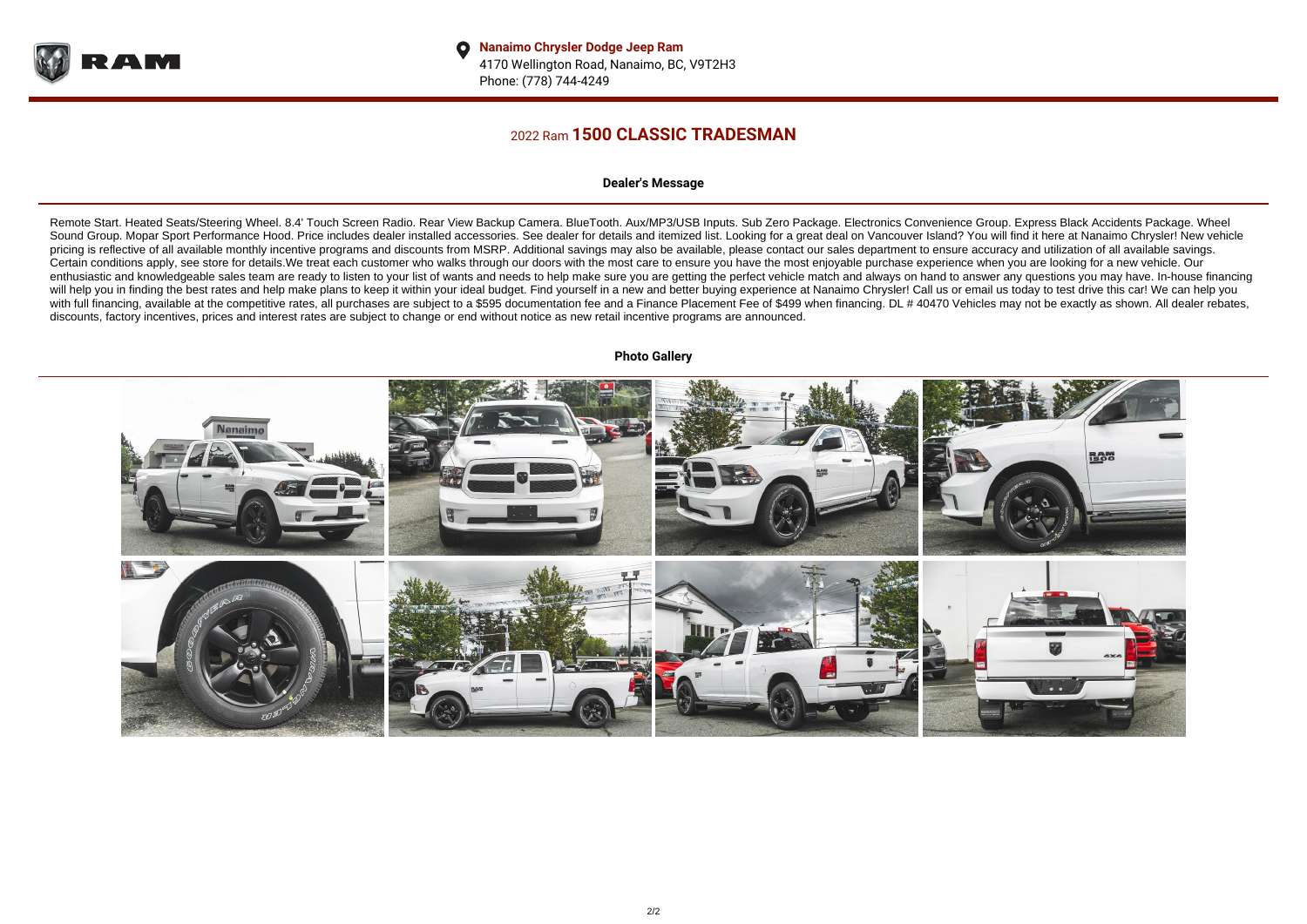**Nanaimo Chrysler Dodge Jeep Ram**
4170 Wellington Road, Nanaimo, BC, V9T2H3
Phone: (778) 744-4249

# 2022 Ram **1500 CLASSIC TRADESMAN**

## Dealer's Message

Remote Start. Heated Seats/Steering Wheel. 8.4' Touch Screen Radio. Rear View Backup Camera. BlueTooth. Aux/MP3/USB Inputs. Sub Zero Package. Electronics Convenience Group. Express Black Accidents Package. Wheel Sound Group. Mopar Sport Performance Hood. Price includes dealer installed accessories. See dealer for details and itemized list. Looking for a great deal on Vancouver Island? You will find it here at Nanaimo Chrysler! New vehicle pricing is reflective of all available monthly incentive programs and discounts from MSRP. Additional savings may also be available, please contact our sales department to ensure accuracy and utilization of all available savings. Certain conditions apply, see store for details.We treat each customer who walks through our doors with the most care to ensure you have the most enjoyable purchase experience when you are looking for a new vehicle. Our enthusiastic and knowledgeable sales team are ready to listen to your list of wants and needs to help make sure you are getting the perfect vehicle match and always on hand to answer any questions you may have. In-house financing will help you in finding the best rates and help make plans to keep it within your ideal budget. Find yourself in a new and better buying experience at Nanaimo Chrysler! Call us or email us today to test drive this car! We can help you with full financing, available at the competitive rates, all purchases are subject to a $595 documentation fee and a Finance Placement Fee of $499 when financing. DL # 40470 Vehicles may not be exactly as shown. All dealer rebates, discounts, factory incentives, prices and interest rates are subject to change or end without notice as new retail incentive programs are announced.

## Photo Gallery